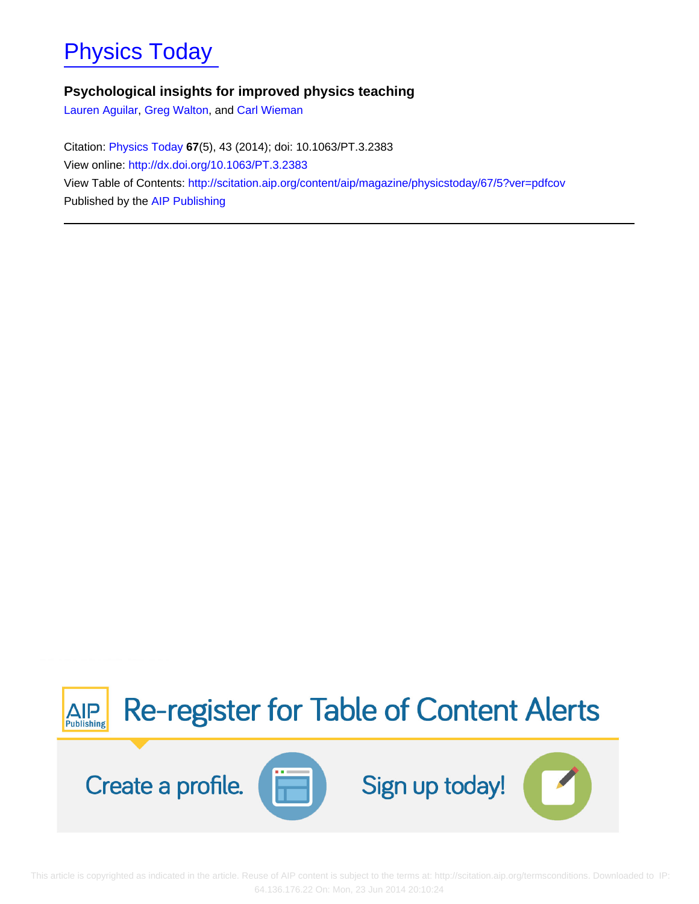# Physics Today

**Psychological insights for improved physics teaching**

Lauren Aguilar, Greg Walton, and Carl Wieman

Citation: Physics Today **67**(5), 43 (2014); doi: 10.1063/PT.3.2383

View online: http://dx.doi.org/10.1063/PT.3.2383

View Table of Contents: http://scitation.aip.org/content/aip/magazine/physicstoday/67/5?ver=pdfcov

Published by the AIP Publishing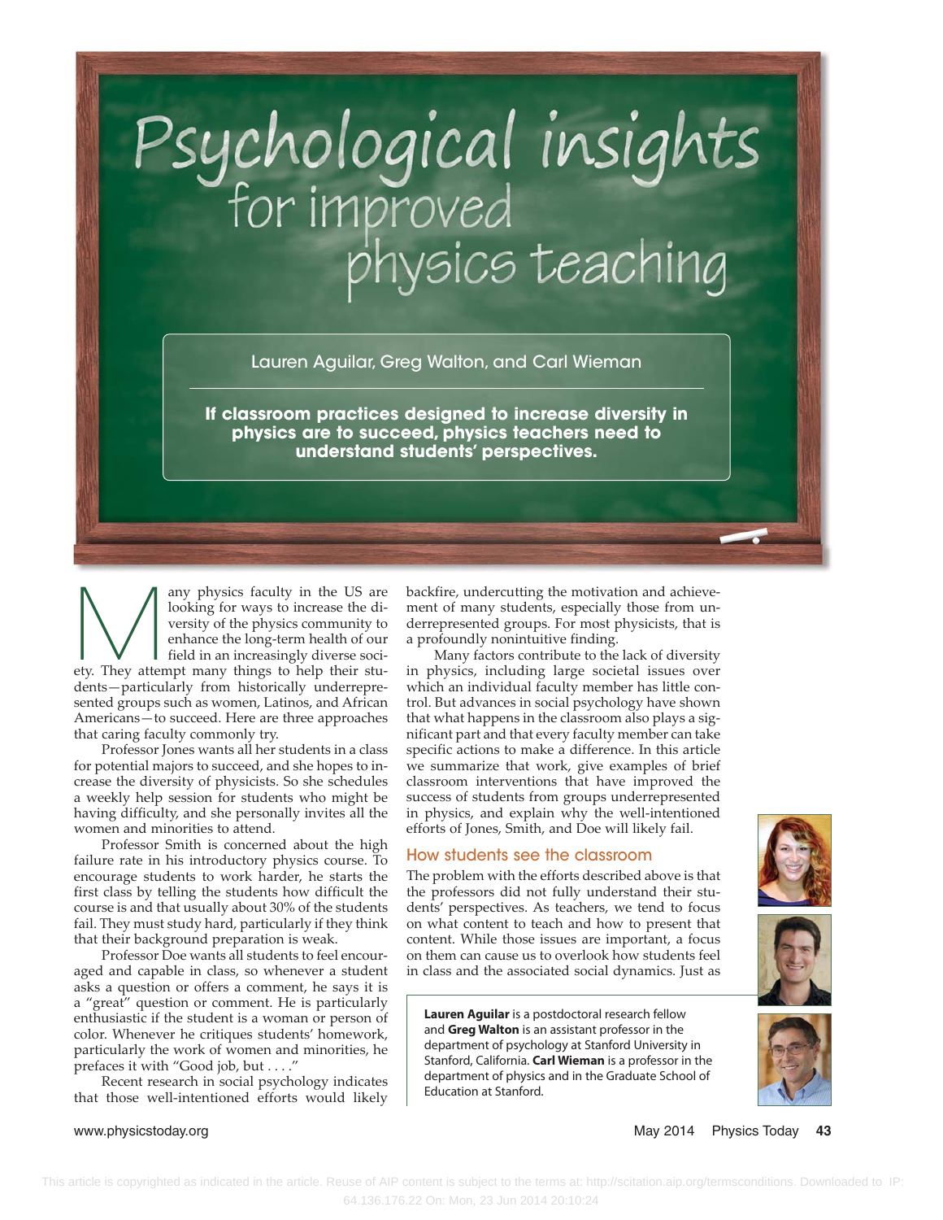# Psychological insights for improved physics teaching

Lauren Aguilar, Greg Walton, and Carl Wieman

**If classroom practices designed to increase diversity in physics are to succeed, physics teachers need to understand students' perspectives.**

Many physics faculty in the US are looking for ways to increase the diversity of the physics community to enhance the long-term health of our field in an increasingly diverse society. They attempt many things to help their students—particularly from historically underrepresented groups such as women, Latinos, and African Americans—to succeed. Here are three approaches that caring faculty commonly try.

Professor Jones wants all her students in a class for potential majors to succeed, and she hopes to increase the diversity of physicists. So she schedules a weekly help session for students who might be having difficulty, and she personally invites all the women and minorities to attend.

Professor Smith is concerned about the high failure rate in his introductory physics course. To encourage students to work harder, he starts the first class by telling the students how difficult the course is and that usually about 30% of the students fail. They must study hard, particularly if they think that their background preparation is weak.

Professor Doe wants all students to feel encouraged and capable in class, so whenever a student asks a question or offers a comment, he says it is a "great" question or comment. He is particularly enthusiastic if the student is a woman or person of color. Whenever he critiques students' homework, particularly the work of women and minorities, he prefaces it with "Good job, but . . . ."

Recent research in social psychology indicates that those well-intentioned efforts would likely backfire, undercutting the motivation and achievement of many students, especially those from underrepresented groups. For most physicists, that is a profoundly nonintuitive finding.

Many factors contribute to the lack of diversity in physics, including large societal issues over which an individual faculty member has little control. But advances in social psychology have shown that what happens in the classroom also plays a significant part and that every faculty member can take specific actions to make a difference. In this article we summarize that work, give examples of brief classroom interventions that have improved the success of students from groups underrepresented in physics, and explain why the well-intentioned efforts of Jones, Smith, and Doe will likely fail.

## How students see the classroom

The problem with the efforts described above is that the professors did not fully understand their students' perspectives. As teachers, we tend to focus on what content to teach and how to present that content. While those issues are important, a focus on them can cause us to overlook how students feel in class and the associated social dynamics. Just as

**Lauren Aguilar** is a postdoctoral research fellow and **Greg Walton** is an assistant professor in the department of psychology at Stanford University in Stanford, California. **Carl Wieman** is a professor in the department of physics and in the Graduate School of Education at Stanford.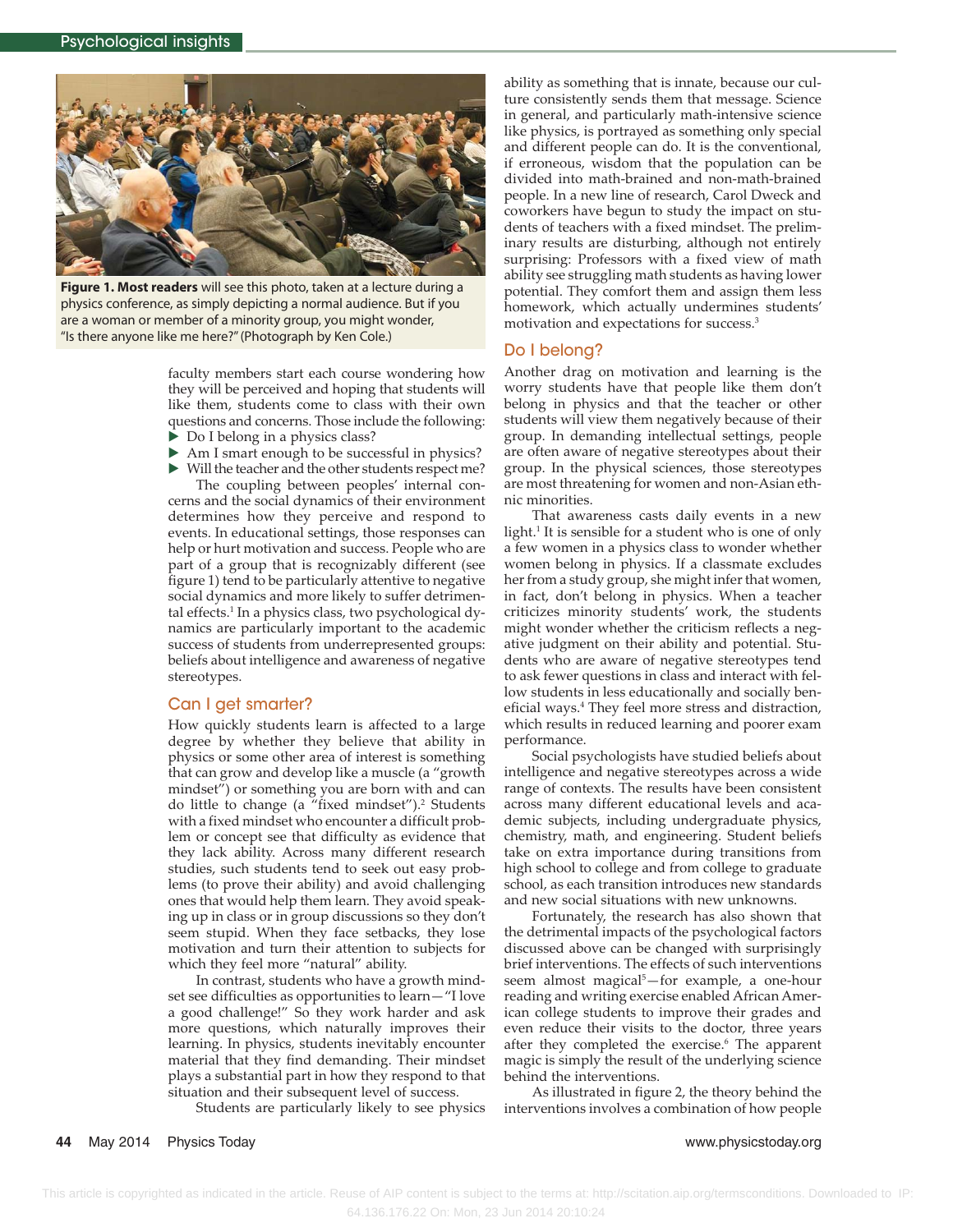**Figure 1. Most readers** will see this photo, taken at a lecture during a physics conference, as simply depicting a normal audience. But if you are a woman or member of a minority group, you might wonder, "Is there anyone like me here?" (Photograph by Ken Cole.)

faculty members start each course wondering how they will be perceived and hoping that students will like them, students come to class with their own questions and concerns. Those include the following:

- Do I belong in a physics class?
- Am I smart enough to be successful in physics?
- Will the teacher and the other students respect me?

The coupling between peoples' internal concerns and the social dynamics of their environment determines how they perceive and respond to events. In educational settings, those responses can help or hurt motivation and success. People who are part of a group that is recognizably different (see figure 1) tend to be particularly attentive to negative social dynamics and more likely to suffer detrimental effects.[1] In a physics class, two psychological dynamics are particularly important to the academic success of students from underrepresented groups: beliefs about intelligence and awareness of negative stereotypes.

## Can I get smarter?

How quickly students learn is affected to a large degree by whether they believe that ability in physics or some other area of interest is something that can grow and develop like a muscle (a "growth mindset") or something you are born with and can do little to change (a "fixed mindset").[2] Students with a fixed mindset who encounter a difficult problem or concept see that difficulty as evidence that they lack ability. Across many different research studies, such students tend to seek out easy problems (to prove their ability) and avoid challenging ones that would help them learn. They avoid speaking up in class or in group discussions so they don't seem stupid. When they face setbacks, they lose motivation and turn their attention to subjects for which they feel more "natural" ability.

In contrast, students who have a growth mindset see difficulties as opportunities to learn—"I love a good challenge!" So they work harder and ask more questions, which naturally improves their learning. In physics, students inevitably encounter material that they find demanding. Their mindset plays a substantial part in how they respond to that situation and their subsequent level of success.

Students are particularly likely to see physics ability as something that is innate, because our culture consistently sends them that message. Science in general, and particularly math-intensive science like physics, is portrayed as something only special and different people can do. It is the conventional, if erroneous, wisdom that the population can be divided into math-brained and non-math-brained people. In a new line of research, Carol Dweck and coworkers have begun to study the impact on students of teachers with a fixed mindset. The preliminary results are disturbing, although not entirely surprising: Professors with a fixed view of math ability see struggling math students as having lower potential. They comfort them and assign them less homework, which actually undermines students' motivation and expectations for success.[3]

## Do I belong?

Another drag on motivation and learning is the worry students have that people like them don't belong in physics and that the teacher or other students will view them negatively because of their group. In demanding intellectual settings, people are often aware of negative stereotypes about their group. In the physical sciences, those stereotypes are most threatening for women and non-Asian ethnic minorities.

That awareness casts daily events in a new light.[1] It is sensible for a student who is one of only a few women in a physics class to wonder whether women belong in physics. If a classmate excludes her from a study group, she might infer that women, in fact, don't belong in physics. When a teacher criticizes minority students' work, the students might wonder whether the criticism reflects a negative judgment on their ability and potential. Students who are aware of negative stereotypes tend to ask fewer questions in class and interact with fellow students in less educationally and socially beneficial ways.[4] They feel more stress and distraction, which results in reduced learning and poorer exam performance.

Social psychologists have studied beliefs about intelligence and negative stereotypes across a wide range of contexts. The results have been consistent across many different educational levels and academic subjects, including undergraduate physics, chemistry, math, and engineering. Student beliefs take on extra importance during transitions from high school to college and from college to graduate school, as each transition introduces new standards and new social situations with new unknowns.

Fortunately, the research has also shown that the detrimental impacts of the psychological factors discussed above can be changed with surprisingly brief interventions. The effects of such interventions seem almost magical[5]—for example, a one-hour reading and writing exercise enabled African American college students to improve their grades and even reduce their visits to the doctor, three years after they completed the exercise.[6] The apparent magic is simply the result of the underlying science behind the interventions.

As illustrated in figure 2, the theory behind the interventions involves a combination of how people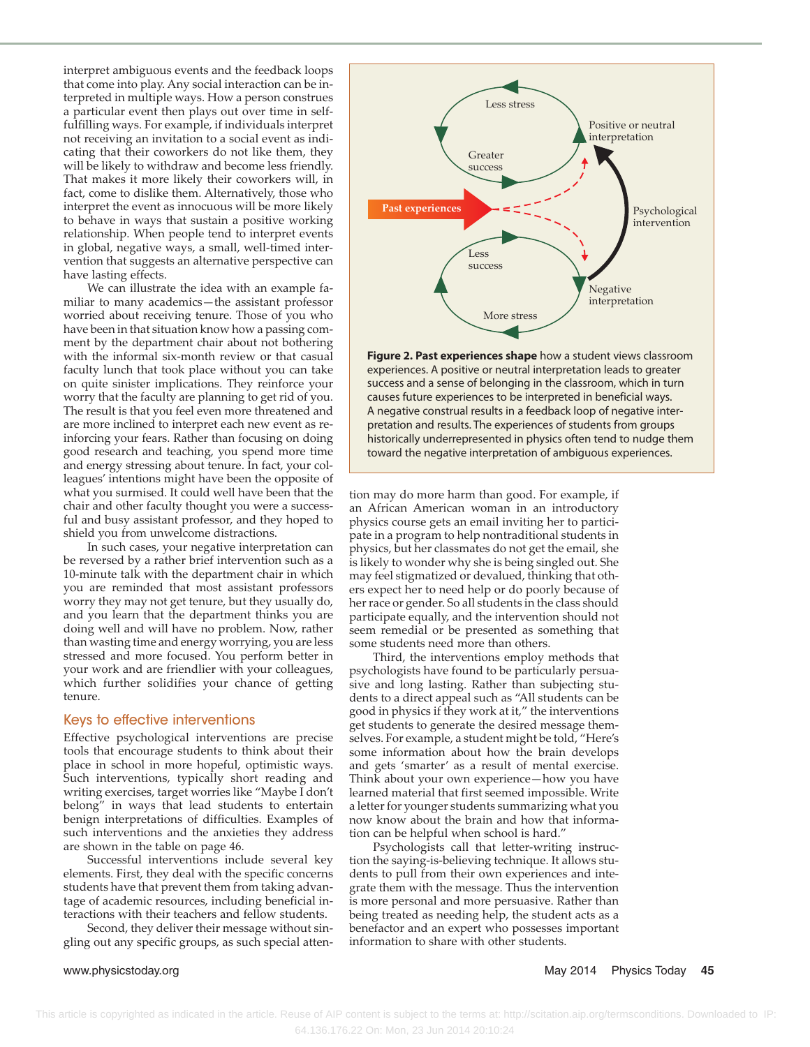interpret ambiguous events and the feedback loops that come into play. Any social interaction can be interpreted in multiple ways. How a person construes a particular event then plays out over time in self-fulfilling ways. For example, if individuals interpret not receiving an invitation to a social event as indicating that their coworkers do not like them, they will be likely to withdraw and become less friendly. That makes it more likely their coworkers will, in fact, come to dislike them. Alternatively, those who interpret the event as innocuous will be more likely to behave in ways that sustain a positive working relationship. When people tend to interpret events in global, negative ways, a small, well-timed intervention that suggests an alternative perspective can have lasting effects.

We can illustrate the idea with an example familiar to many academics—the assistant professor worried about receiving tenure. Those of you who have been in that situation know how a passing comment by the department chair about not bothering with the informal six-month review or that casual faculty lunch that took place without you can take on quite sinister implications. They reinforce your worry that the faculty are planning to get rid of you. The result is that you feel even more threatened and are more inclined to interpret each new event as reinforcing your fears. Rather than focusing on doing good research and teaching, you spend more time and energy stressing about tenure. In fact, your colleagues' intentions might have been the opposite of what you surmised. It could well have been that the chair and other faculty thought you were a successful and busy assistant professor, and they hoped to shield you from unwelcome distractions.

In such cases, your negative interpretation can be reversed by a rather brief intervention such as a 10-minute talk with the department chair in which you are reminded that most assistant professors worry they may not get tenure, but they usually do, and you learn that the department thinks you are doing well and will have no problem. Now, rather than wasting time and energy worrying, you are less stressed and more focused. You perform better in your work and are friendlier with your colleagues, which further solidifies your chance of getting tenure.

Less stress

Greater success

Positive or neutral interpretation

Past experiences

Psychological intervention

Less success

More stress

Negative interpretation

**Figure 2. Past experiences shape** how a student views classroom experiences. A positive or neutral interpretation leads to greater success and a sense of belonging in the classroom, which in turn causes future experiences to be interpreted in beneficial ways. A negative construal results in a feedback loop of negative interpretation and results. The experiences of students from groups historically underrepresented in physics often tend to nudge them toward the negative interpretation of ambiguous experiences.

## Keys to effective interventions

Effective psychological interventions are precise tools that encourage students to think about their place in school in more hopeful, optimistic ways. Such interventions, typically short reading and writing exercises, target worries like "Maybe I don't belong" in ways that lead students to entertain benign interpretations of difficulties. Examples of such interventions and the anxieties they address are shown in the table on page 46.

Successful interventions include several key elements. First, they deal with the specific concerns students have that prevent them from taking advantage of academic resources, including beneficial interactions with their teachers and fellow students.

Second, they deliver their message without singling out any specific groups, as such special attention may do more harm than good. For example, if an African American woman in an introductory physics course gets an email inviting her to participate in a program to help nontraditional students in physics, but her classmates do not get the email, she is likely to wonder why she is being singled out. She may feel stigmatized or devalued, thinking that others expect her to need help or do poorly because of her race or gender. So all students in the class should participate equally, and the intervention should not seem remedial or be presented as something that some students need more than others.

Third, the interventions employ methods that psychologists have found to be particularly persuasive and long lasting. Rather than subjecting students to a direct appeal such as "All students can be good in physics if they work at it," the interventions get students to generate the desired message themselves. For example, a student might be told, "Here's some information about how the brain develops and gets 'smarter' as a result of mental exercise. Think about your own experience—how you have learned material that first seemed impossible. Write a letter for younger students summarizing what you now know about the brain and how that information can be helpful when school is hard."

Psychologists call that letter-writing instruction the saying-is-believing technique. It allows students to pull from their own experiences and integrate them with the message. Thus the intervention is more personal and more persuasive. Rather than being treated as needing help, the student acts as a benefactor and an expert who possesses important information to share with other students.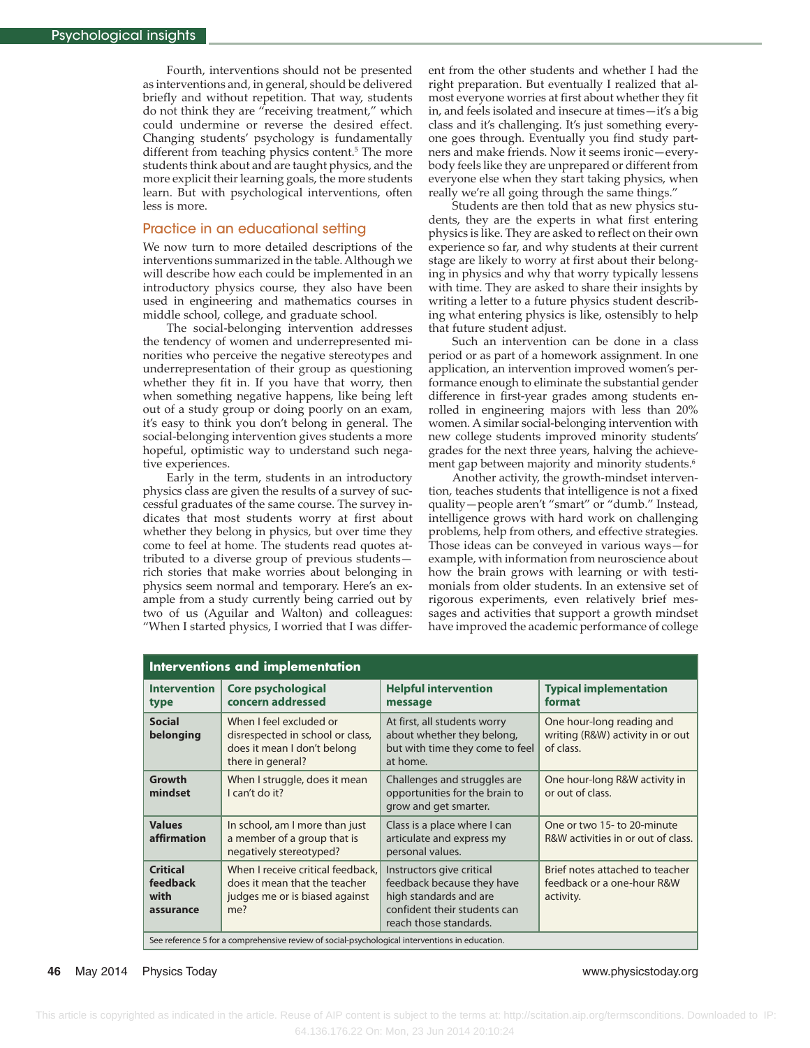Fourth, interventions should not be presented as interventions and, in general, should be delivered briefly and without repetition. That way, students do not think they are "receiving treatment," which could undermine or reverse the desired effect. Changing students' psychology is fundamentally different from teaching physics content.[5] The more students think about and are taught physics, and the more explicit their learning goals, the more students learn. But with psychological interventions, often less is more.

## Practice in an educational setting

We now turn to more detailed descriptions of the interventions summarized in the table. Although we will describe how each could be implemented in an introductory physics course, they also have been used in engineering and mathematics courses in middle school, college, and graduate school.

The social-belonging intervention addresses the tendency of women and underrepresented minorities who perceive the negative stereotypes and underrepresentation of their group as questioning whether they fit in. If you have that worry, then when something negative happens, like being left out of a study group or doing poorly on an exam, it's easy to think you don't belong in general. The social-belonging intervention gives students a more hopeful, optimistic way to understand such negative experiences.

Early in the term, students in an introductory physics class are given the results of a survey of successful graduates of the same course. The survey indicates that most students worry at first about whether they belong in physics, but over time they come to feel at home. The students read quotes attributed to a diverse group of previous students—rich stories that make worries about belonging in physics seem normal and temporary. Here's an example from a study currently being carried out by two of us (Aguilar and Walton) and colleagues: "When I started physics, I worried that I was different from the other students and whether I had the right preparation. But eventually I realized that almost everyone worries at first about whether they fit in, and feels isolated and insecure at times—it's a big class and it's challenging. It's just something everyone goes through. Eventually you find study partners and make friends. Now it seems ironic—everybody feels like they are unprepared or different from everyone else when they start taking physics, when really we're all going through the same things."

Students are then told that as new physics students, they are the experts in what first entering physics is like. They are asked to reflect on their own experience so far, and why students at their current stage are likely to worry at first about their belonging in physics and why that worry typically lessens with time. They are asked to share their insights by writing a letter to a future physics student describing what entering physics is like, ostensibly to help that future student adjust.

Such an intervention can be done in a class period or as part of a homework assignment. In one application, an intervention improved women's performance enough to eliminate the substantial gender difference in first-year grades among students enrolled in engineering majors with less than 20% women. A similar social-belonging intervention with new college students improved minority students' grades for the next three years, halving the achievement gap between majority and minority students.[6]

Another activity, the growth-mindset intervention, teaches students that intelligence is not a fixed quality—people aren't "smart" or "dumb." Instead, intelligence grows with hard work on challenging problems, help from others, and effective strategies. Those ideas can be conveyed in various ways—for example, with information from neuroscience about how the brain grows with learning or with testimonials from older students. In an extensive set of rigorous experiments, even relatively brief messages and activities that support a growth mindset have improved the academic performance of college

**Interventions and implementation**

| Intervention type | Core psychological concern addressed | Helpful intervention message | Typical implementation format |
|---|---|---|---|
| **Social belonging** | When I feel excluded or disrespected in school or class, does it mean I don't belong there in general? | At first, all students worry about whether they belong, but with time they come to feel at home. | One hour-long reading and writing (R&W) activity in or out of class. |
| **Growth mindset** | When I struggle, does it mean I can't do it? | Challenges and struggles are opportunities for the brain to grow and get smarter. | One hour-long R&W activity in or out of class. |
| **Values affirmation** | In school, am I more than just a member of a group that is negatively stereotyped? | Class is a place where I can articulate and express my personal values. | One or two 15- to 20-minute R&W activities in or out of class. |
| **Critical feedback with assurance** | When I receive critical feedback, does it mean that the teacher judges me or is biased against me? | Instructors give critical feedback because they have high standards and are confident their students can reach those standards. | Brief notes attached to teacher feedback or a one-hour R&W activity. |

See reference 5 for a comprehensive review of social-psychological interventions in education.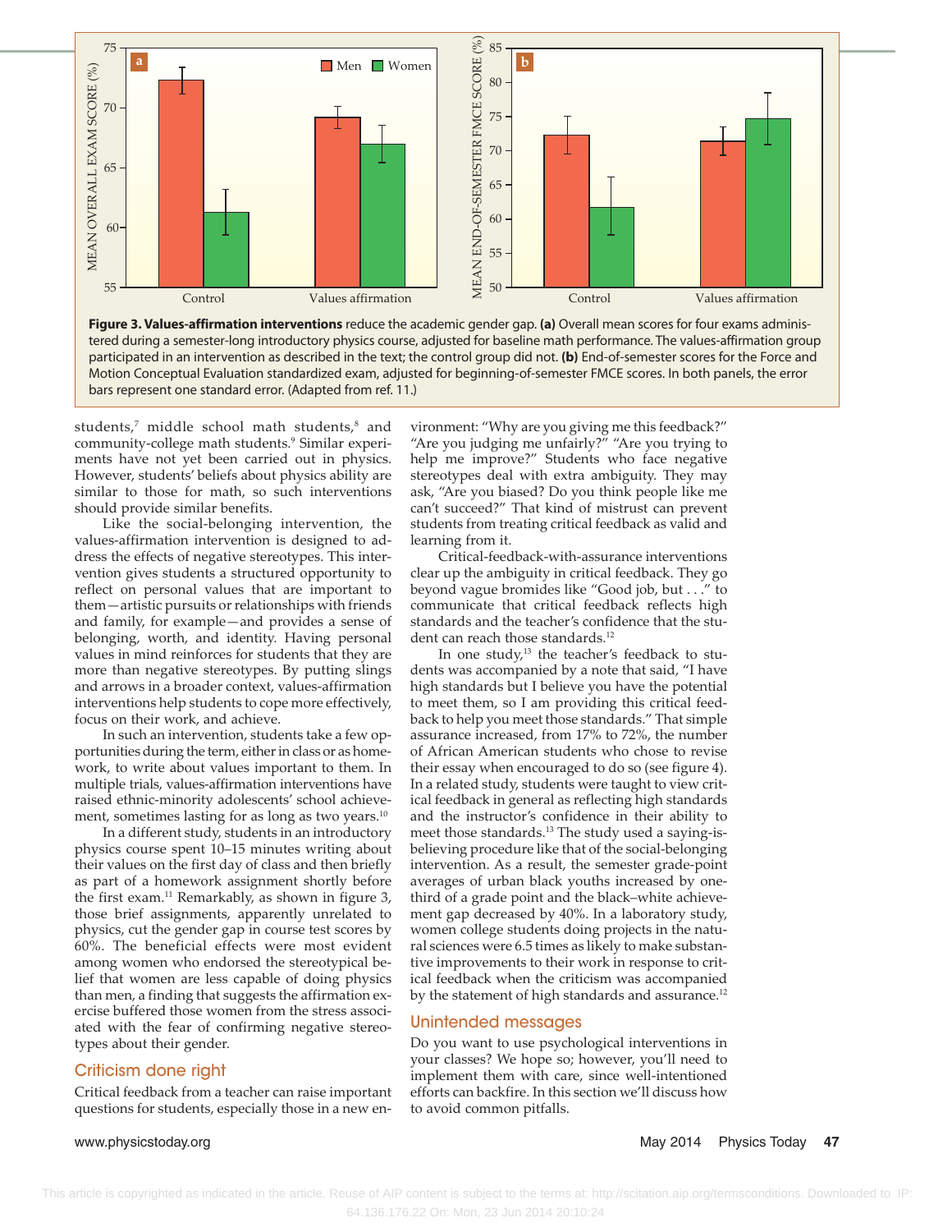**Figure 3. Values-affirmation interventions** reduce the academic gender gap. **(a)** Overall mean scores for four exams administered during a semester-long introductory physics course, adjusted for baseline math performance. The values-affirmation group participated in an intervention as described in the text; the control group did not. **(b)** End-of-semester scores for the Force and Motion Conceptual Evaluation standardized exam, adjusted for beginning-of-semester FMCE scores. In both panels, the error bars represent one standard error. (Adapted from ref. 11.)

students,[7] middle school math students,[8] and community-college math students.[9] Similar experiments have not yet been carried out in physics. However, students' beliefs about physics ability are similar to those for math, so such interventions should provide similar benefits.

Like the social-belonging intervention, the values-affirmation intervention is designed to address the effects of negative stereotypes. This intervention gives students a structured opportunity to reflect on personal values that are important to them—artistic pursuits or relationships with friends and family, for example—and provides a sense of belonging, worth, and identity. Having personal values in mind reinforces for students that they are more than negative stereotypes. By putting slings and arrows in a broader context, values-affirmation interventions help students to cope more effectively, focus on their work, and achieve.

In such an intervention, students take a few opportunities during the term, either in class or as homework, to write about values important to them. In multiple trials, values-affirmation interventions have raised ethnic-minority adolescents' school achievement, sometimes lasting for as long as two years.[10]

In a different study, students in an introductory physics course spent 10–15 minutes writing about their values on the first day of class and then briefly as part of a homework assignment shortly before the first exam.[11] Remarkably, as shown in figure 3, those brief assignments, apparently unrelated to physics, cut the gender gap in course test scores by 60%. The beneficial effects were most evident among women who endorsed the stereotypical belief that women are less capable of doing physics than men, a finding that suggests the affirmation exercise buffered those women from the stress associated with the fear of confirming negative stereotypes about their gender.

## Criticism done right

Critical feedback from a teacher can raise important questions for students, especially those in a new environment: "Why are you giving me this feedback?" "Are you judging me unfairly?" "Are you trying to help me improve?" Students who face negative stereotypes deal with extra ambiguity. They may ask, "Are you biased? Do you think people like me can't succeed?" That kind of mistrust can prevent students from treating critical feedback as valid and learning from it.

Critical-feedback-with-assurance interventions clear up the ambiguity in critical feedback. They go beyond vague bromides like "Good job, but . . ." to communicate that critical feedback reflects high standards and the teacher's confidence that the student can reach those standards.[12]

In one study,[13] the teacher's feedback to students was accompanied by a note that said, "I have high standards but I believe you have the potential to meet them, so I am providing this critical feedback to help you meet those standards." That simple assurance increased, from 17% to 72%, the number of African American students who chose to revise their essay when encouraged to do so (see figure 4). In a related study, students were taught to view critical feedback in general as reflecting high standards and the instructor's confidence in their ability to meet those standards.[13] The study used a saying-is-believing procedure like that of the social-belonging intervention. As a result, the semester grade-point averages of urban black youths increased by one-third of a grade point and the black–white achievement gap decreased by 40%. In a laboratory study, women college students doing projects in the natural sciences were 6.5 times as likely to make substantive improvements to their work in response to critical feedback when the criticism was accompanied by the statement of high standards and assurance.[12]

## Unintended messages

Do you want to use psychological interventions in your classes? We hope so; however, you'll need to implement them with care, since well-intentioned efforts can backfire. In this section we'll discuss how to avoid common pitfalls.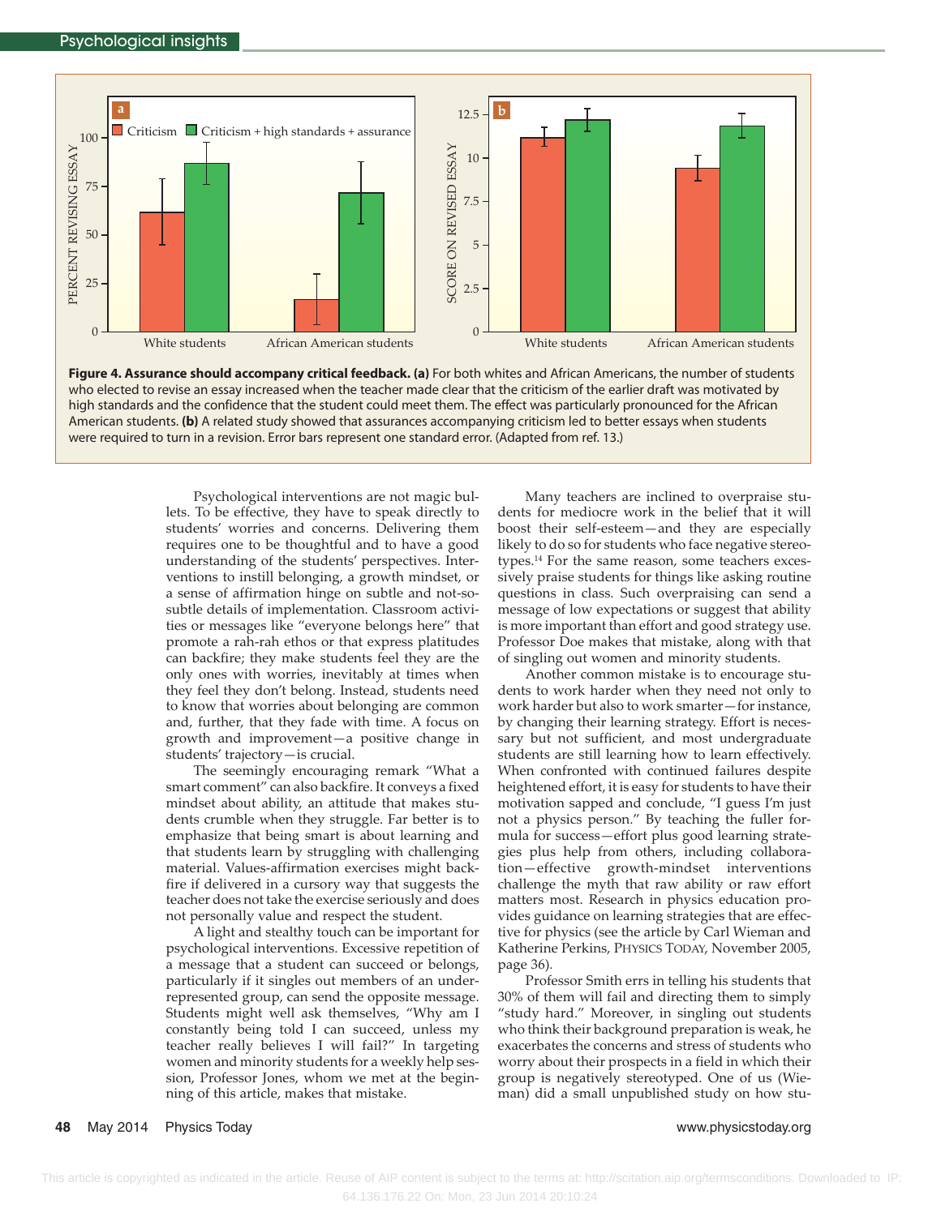**Figure 4. Assurance should accompany critical feedback. (a)** For both whites and African Americans, the number of students who elected to revise an essay increased when the teacher made clear that the criticism of the earlier draft was motivated by high standards and the confidence that the student could meet them. The effect was particularly pronounced for the African American students. **(b)** A related study showed that assurances accompanying criticism led to better essays when students were required to turn in a revision. Error bars represent one standard error. (Adapted from ref. 13.)

Psychological interventions are not magic bullets. To be effective, they have to speak directly to students' worries and concerns. Delivering them requires one to be thoughtful and to have a good understanding of the students' perspectives. Interventions to instill belonging, a growth mindset, or a sense of affirmation hinge on subtle and not-so-subtle details of implementation. Classroom activities or messages like "everyone belongs here" that promote a rah-rah ethos or that express platitudes can backfire; they make students feel they are the only ones with worries, inevitably at times when they feel they don't belong. Instead, students need to know that worries about belonging are common and, further, that they fade with time. A focus on growth and improvement—a positive change in students' trajectory—is crucial.

The seemingly encouraging remark "What a smart comment" can also backfire. It conveys a fixed mindset about ability, an attitude that makes students crumble when they struggle. Far better is to emphasize that being smart is about learning and that students learn by struggling with challenging material. Values-affirmation exercises might backfire if delivered in a cursory way that suggests the teacher does not take the exercise seriously and does not personally value and respect the student.

A light and stealthy touch can be important for psychological interventions. Excessive repetition of a message that a student can succeed or belongs, particularly if it singles out members of an underrepresented group, can send the opposite message. Students might well ask themselves, "Why am I constantly being told I can succeed, unless my teacher really believes I will fail?" In targeting women and minority students for a weekly help session, Professor Jones, whom we met at the beginning of this article, makes that mistake.

Many teachers are inclined to overpraise students for mediocre work in the belief that it will boost their self-esteem—and they are especially likely to do so for students who face negative stereotypes.[14] For the same reason, some teachers excessively praise students for things like asking routine questions in class. Such overpraising can send a message of low expectations or suggest that ability is more important than effort and good strategy use. Professor Doe makes that mistake, along with that of singling out women and minority students.

Another common mistake is to encourage students to work harder when they need not only to work harder but also to work smarter—for instance, by changing their learning strategy. Effort is necessary but not sufficient, and most undergraduate students are still learning how to learn effectively. When confronted with continued failures despite heightened effort, it is easy for students to have their motivation sapped and conclude, "I guess I'm just not a physics person." By teaching the fuller formula for success—effort plus good learning strategies plus help from others, including collaboration—effective growth-mindset interventions challenge the myth that raw ability or raw effort matters most. Research in physics education provides guidance on learning strategies that are effective for physics (see the article by Carl Wieman and Katherine Perkins, PHYSICS TODAY, November 2005, page 36).

Professor Smith errs in telling his students that 30% of them will fail and directing them to simply "study hard." Moreover, in singling out students who think their background preparation is weak, he exacerbates the concerns and stress of students who worry about their prospects in a field in which their group is negatively stereotyped. One of us (Wieman) did a small unpublished study on how stu-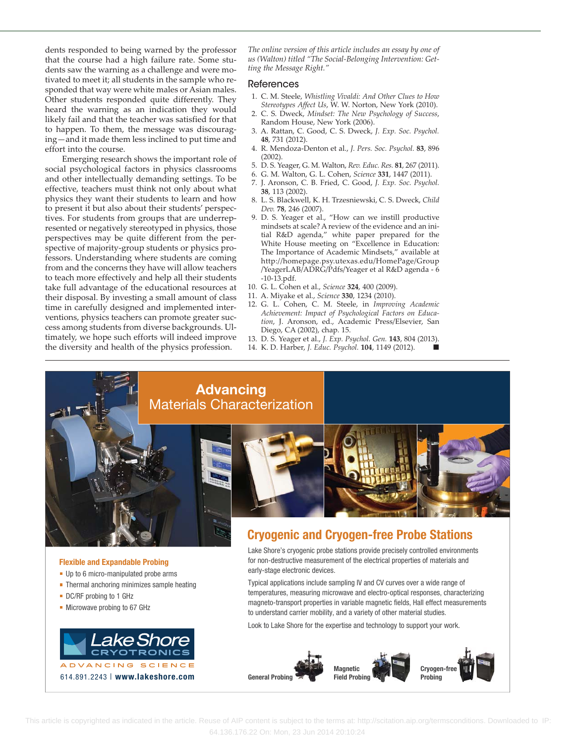dents responded to being warned by the professor that the course had a high failure rate. Some students saw the warning as a challenge and were motivated to meet it; all students in the sample who responded that way were white males or Asian males. Other students responded quite differently. They heard the warning as an indication they would likely fail and that the teacher was satisfied for that to happen. To them, the message was discouraging—and it made them less inclined to put time and effort into the course.

Emerging research shows the important role of social psychological factors in physics classrooms and other intellectually demanding settings. To be effective, teachers must think not only about what physics they want their students to learn and how to present it but also about their students' perspectives. For students from groups that are underrepresented or negatively stereotyped in physics, those perspectives may be quite different from the perspective of majority-group students or physics professors. Understanding where students are coming from and the concerns they have will allow teachers to teach more effectively and help all their students take full advantage of the educational resources at their disposal. By investing a small amount of class time in carefully designed and implemented interventions, physics teachers can promote greater success among students from diverse backgrounds. Ultimately, we hope such efforts will indeed improve the diversity and health of the physics profession.

*The online version of this article includes an essay by one of us (Walton) titled "The Social-Belonging Intervention: Getting the Message Right."*

## References

1. C. M. Steele, *Whistling Vivaldi: And Other Clues to How Stereotypes Affect Us*, W. W. Norton, New York (2010).
2. C. S. Dweck, *Mindset: The New Psychology of Success*, Random House, New York (2006).
3. A. Rattan, C. Good, C. S. Dweck, *J. Exp. Soc. Psychol.* **48**, 731 (2012).
4. R. Mendoza-Denton et al., *J. Pers. Soc. Psychol.* **83**, 896 (2002).
5. D. S. Yeager, G. M. Walton, *Rev. Educ. Res.* **81**, 267 (2011).
6. G. M. Walton, G. L. Cohen, *Science* **331**, 1447 (2011).
7. J. Aronson, C. B. Fried, C. Good, *J. Exp. Soc. Psychol.* **38**, 113 (2002).
8. L. S. Blackwell, K. H. Trzesniewski, C. S. Dweck, *Child Dev.* **78**, 246 (2007).
9. D. S. Yeager et al., "How can we instill productive mindsets at scale? A review of the evidence and an initial R&D agenda," white paper prepared for the White House meeting on "Excellence in Education: The Importance of Academic Mindsets," available at http://homepage.psy.utexas.edu/HomePage/Group/YeagerLAB/ADRG/Pdfs/Yeager et al R&D agenda - 6-10-13.pdf.
10. G. L. Cohen et al., *Science* **324**, 400 (2009).
11. A. Miyake et al., *Science* **330**, 1234 (2010).
12. G. L. Cohen, C. M. Steele, in *Improving Academic Achievement: Impact of Psychological Factors on Education*, J. Aronson, ed., Academic Press/Elsevier, San Diego, CA (2002), chap. 15.
13. D. S. Yeager et al., *J. Exp. Psychol. Gen.* **143**, 804 (2013).
14. K. D. Harber, *J. Educ. Psychol.* **104**, 1149 (2012). ■

**Advancing**
Materials Characterization

## Cryogenic and Cryogen-free Probe Stations

Lake Shore's cryogenic probe stations provide precisely controlled environments for non-destructive measurement of the electrical properties of materials and early-stage electronic devices.

Typical applications include sampling IV and CV curves over a wide range of temperatures, measuring microwave and electro-optical responses, characterizing magneto-transport properties in variable magnetic fields, Hall effect measurements to understand carrier mobility, and a variety of other material studies.

Look to Lake Shore for the expertise and technology to support your work.

**Flexible and Expandable Probing**

- Up to 6 micro-manipulated probe arms
- Thermal anchoring minimizes sample heating
- DC/RF probing to 1 GHz
- Microwave probing to 67 GHz

Lake Shore CRYOTRONICS
ADVANCING SCIENCE
614.891.2243 | **www.lakeshore.com**

General Probing
Magnetic Field Probing
Cryogen-free Probing